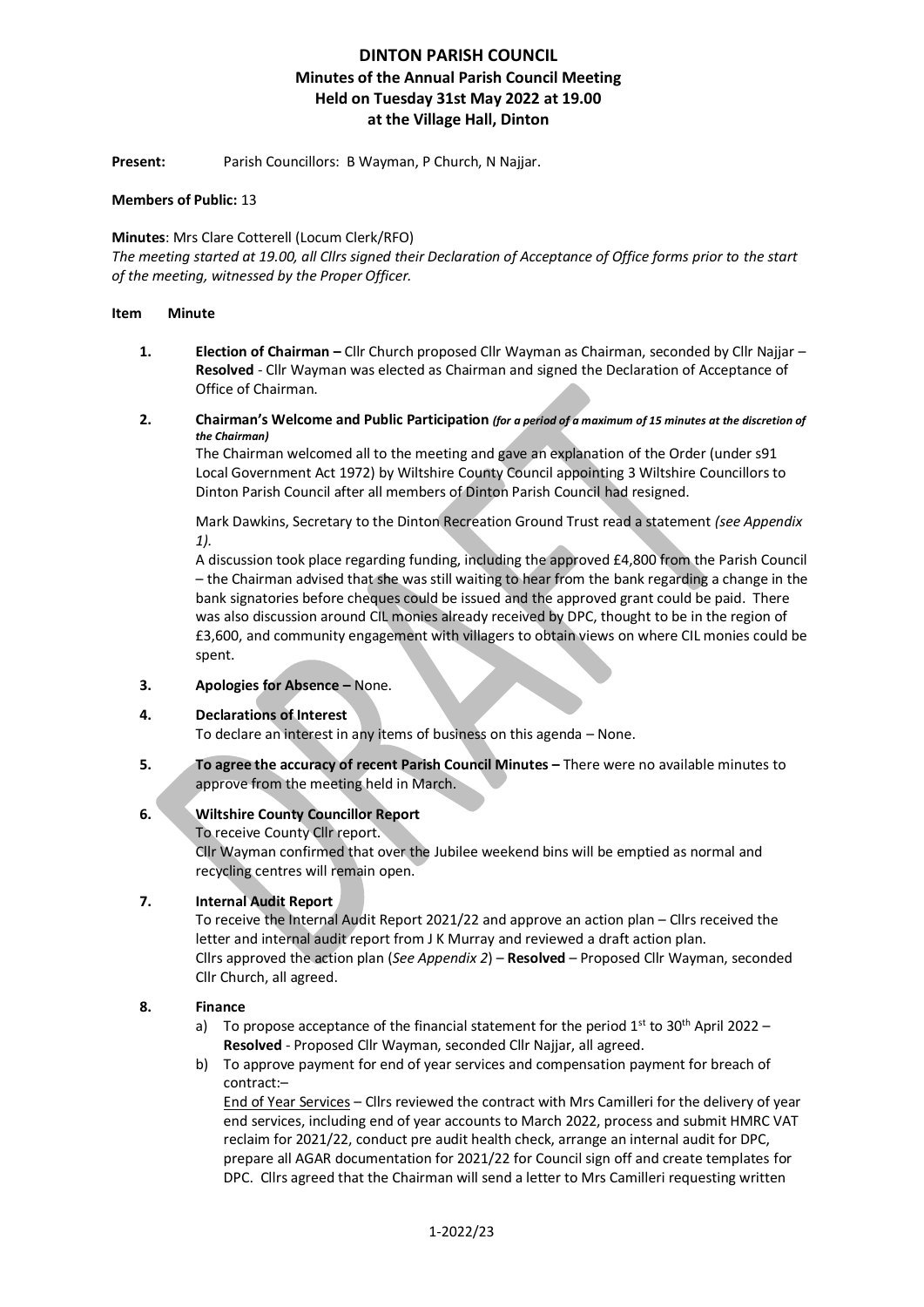# DINTON PARISH COUNCIL
## Minutes of the Annual Parish Council Meeting
## Held on Tuesday 31st May 2022 at 19.00
## at the Village Hall, Dinton

**Present:** Parish Councillors: B Wayman, P Church, N Najjar.

**Members of Public:** 13

**Minutes**: Mrs Clare Cotterell (Locum Clerk/RFO)

*The meeting started at 19.00, all Cllrs signed their Declaration of Acceptance of Office forms prior to the start of the meeting, witnessed by the Proper Officer.*

**Item Minute**

1. **Election of Chairman –** Cllr Church proposed Cllr Wayman as Chairman, seconded by Cllr Najjar – **Resolved** - Cllr Wayman was elected as Chairman and signed the Declaration of Acceptance of Office of Chairman.

2. **Chairman's Welcome and Public Participation** ***(for a period of a maximum of 15 minutes at the discretion of the Chairman)***

   The Chairman welcomed all to the meeting and gave an explanation of the Order (under s91 Local Government Act 1972) by Wiltshire County Council appointing 3 Wiltshire Councillors to Dinton Parish Council after all members of Dinton Parish Council had resigned.

   Mark Dawkins, Secretary to the Dinton Recreation Ground Trust read a statement *(see Appendix 1).*

   A discussion took place regarding funding, including the approved £4,800 from the Parish Council – the Chairman advised that she was still waiting to hear from the bank regarding a change in the bank signatories before cheques could be issued and the approved grant could be paid. There was also discussion around CIL monies already received by DPC, thought to be in the region of £3,600, and community engagement with villagers to obtain views on where CIL monies could be spent.

3. **Apologies for Absence –** None.

4. **Declarations of Interest**

   To declare an interest in any items of business on this agenda – None.

5. **To agree the accuracy of recent Parish Council Minutes –** There were no available minutes to approve from the meeting held in March.

6. **Wiltshire County Councillor Report**

   To receive County Cllr report.

   Cllr Wayman confirmed that over the Jubilee weekend bins will be emptied as normal and recycling centres will remain open.

7. **Internal Audit Report**

   To receive the Internal Audit Report 2021/22 and approve an action plan – Cllrs received the letter and internal audit report from J K Murray and reviewed a draft action plan. Cllrs approved the action plan (*See Appendix 2*) – **Resolved** – Proposed Cllr Wayman, seconded Cllr Church, all agreed.

8. **Finance**

   a) To propose acceptance of the financial statement for the period 1st to 30th April 2022 – **Resolved** - Proposed Cllr Wayman, seconded Cllr Najjar, all agreed.

   b) To approve payment for end of year services and compensation payment for breach of contract:–

      End of Year Services – Cllrs reviewed the contract with Mrs Camilleri for the delivery of year end services, including end of year accounts to March 2022, process and submit HMRC VAT reclaim for 2021/22, conduct pre audit health check, arrange an internal audit for DPC, prepare all AGAR documentation for 2021/22 for Council sign off and create templates for DPC. Cllrs agreed that the Chairman will send a letter to Mrs Camilleri requesting written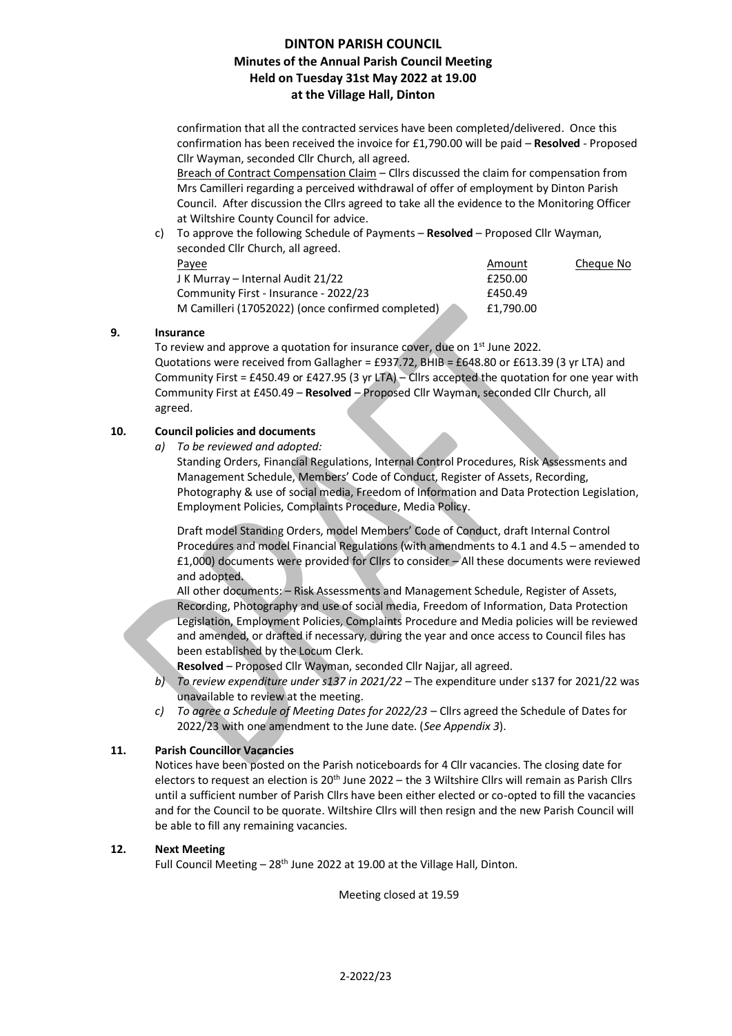# DINTON PARISH COUNCIL
## Minutes of the Annual Parish Council Meeting
## Held on Tuesday 31st May 2022 at 19.00
## at the Village Hall, Dinton

confirmation that all the contracted services have been completed/delivered. Once this confirmation has been received the invoice for £1,790.00 will be paid – **Resolved** - Proposed Cllr Wayman, seconded Cllr Church, all agreed.

Breach of Contract Compensation Claim – Cllrs discussed the claim for compensation from Mrs Camilleri regarding a perceived withdrawal of offer of employment by Dinton Parish Council. After discussion the Cllrs agreed to take all the evidence to the Monitoring Officer at Wiltshire County Council for advice.

c) To approve the following Schedule of Payments – **Resolved** – Proposed Cllr Wayman, seconded Cllr Church, all agreed.

| Payee | Amount | Cheque No |
|---|---|---|
| J K Murray – Internal Audit 21/22 | £250.00 | |
| Community First - Insurance - 2022/23 | £450.49 | |
| M Camilleri (17052022) (once confirmed completed) | £1,790.00 | |

**9. Insurance**

To review and approve a quotation for insurance cover, due on 1st June 2022.
Quotations were received from Gallagher = £937.72, BHIB = £648.80 or £613.39 (3 yr LTA) and Community First = £450.49 or £427.95 (3 yr LTA) – Cllrs accepted the quotation for one year with Community First at £450.49 – **Resolved** – Proposed Cllr Wayman, seconded Cllr Church, all agreed.

**10. Council policies and documents**

a) *To be reviewed and adopted:*
Standing Orders, Financial Regulations, Internal Control Procedures, Risk Assessments and Management Schedule, Members' Code of Conduct, Register of Assets, Recording, Photography & use of social media, Freedom of Information and Data Protection Legislation, Employment Policies, Complaints Procedure, Media Policy.

Draft model Standing Orders, model Members' Code of Conduct, draft Internal Control Procedures and model Financial Regulations (with amendments to 4.1 and 4.5 – amended to £1,000) documents were provided for Cllrs to consider – All these documents were reviewed and adopted.

All other documents: – Risk Assessments and Management Schedule, Register of Assets, Recording, Photography and use of social media, Freedom of Information, Data Protection Legislation, Employment Policies, Complaints Procedure and Media policies will be reviewed and amended, or drafted if necessary, during the year and once access to Council files has been established by the Locum Clerk.

**Resolved** – Proposed Cllr Wayman, seconded Cllr Najjar, all agreed.

b) *To review expenditure under s137 in 2021/22* – The expenditure under s137 for 2021/22 was unavailable to review at the meeting.

c) *To agree a Schedule of Meeting Dates for 2022/23* – Cllrs agreed the Schedule of Dates for 2022/23 with one amendment to the June date. (*See Appendix 3*).

**11. Parish Councillor Vacancies**

Notices have been posted on the Parish noticeboards for 4 Cllr vacancies. The closing date for electors to request an election is 20th June 2022 – the 3 Wiltshire Cllrs will remain as Parish Cllrs until a sufficient number of Parish Cllrs have been either elected or co-opted to fill the vacancies and for the Council to be quorate. Wiltshire Cllrs will then resign and the new Parish Council will be able to fill any remaining vacancies.

**12. Next Meeting**

Full Council Meeting – 28th June 2022 at 19.00 at the Village Hall, Dinton.

Meeting closed at 19.59

2-2022/23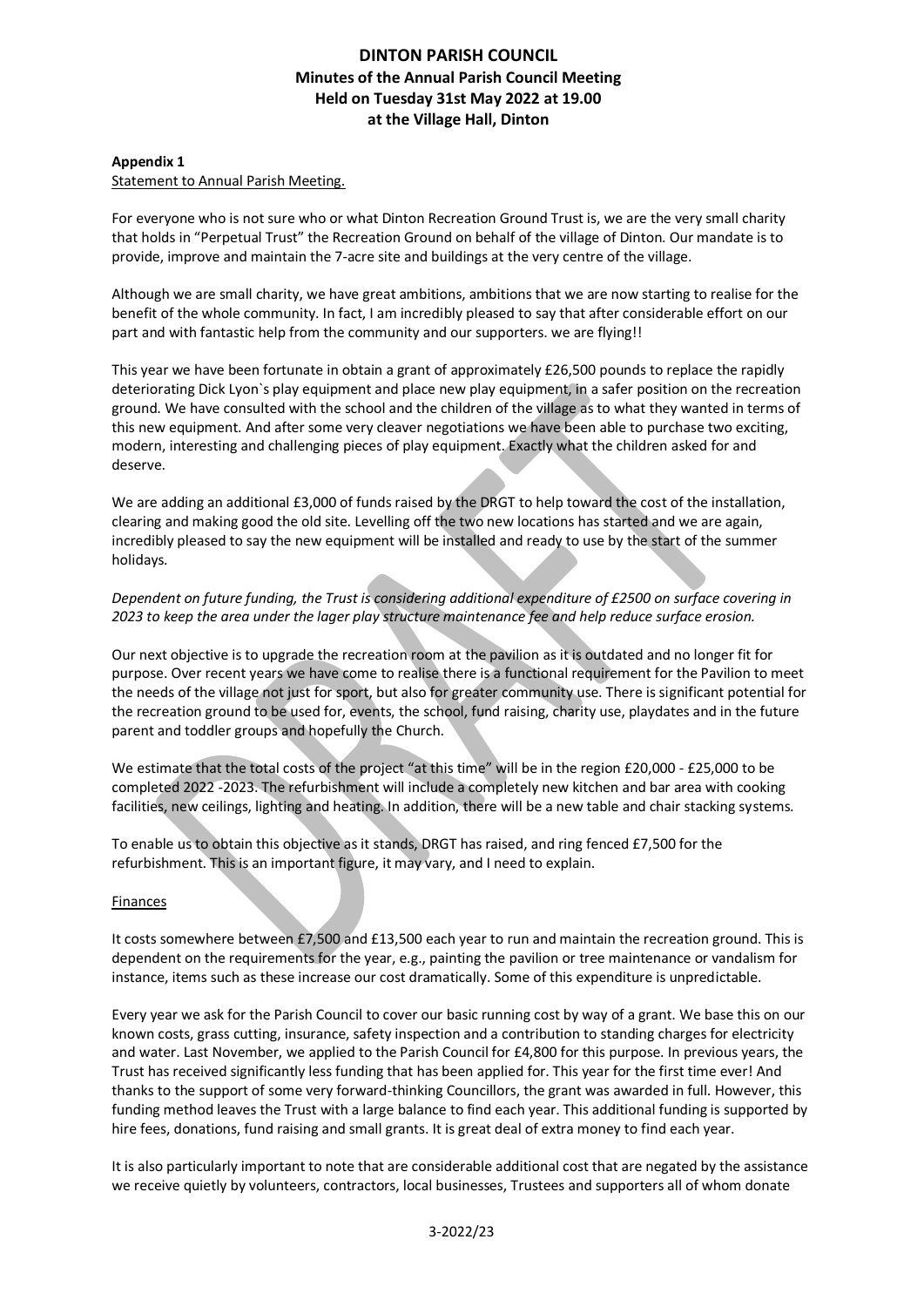# DINTON PARISH COUNCIL
## Minutes of the Annual Parish Council Meeting
## Held on Tuesday 31st May 2022 at 19.00
## at the Village Hall, Dinton

**Appendix 1**

Statement to Annual Parish Meeting.

For everyone who is not sure who or what Dinton Recreation Ground Trust is, we are the very small charity that holds in "Perpetual Trust" the Recreation Ground on behalf of the village of Dinton. Our mandate is to provide, improve and maintain the 7-acre site and buildings at the very centre of the village.

Although we are small charity, we have great ambitions, ambitions that we are now starting to realise for the benefit of the whole community. In fact, I am incredibly pleased to say that after considerable effort on our part and with fantastic help from the community and our supporters. we are flying!!

This year we have been fortunate in obtain a grant of approximately £26,500 pounds to replace the rapidly deteriorating Dick Lyon`s play equipment and place new play equipment, in a safer position on the recreation ground. We have consulted with the school and the children of the village as to what they wanted in terms of this new equipment. And after some very cleaver negotiations we have been able to purchase two exciting, modern, interesting and challenging pieces of play equipment. Exactly what the children asked for and deserve.

We are adding an additional £3,000 of funds raised by the DRGT to help toward the cost of the installation, clearing and making good the old site. Levelling off the two new locations has started and we are again, incredibly pleased to say the new equipment will be installed and ready to use by the start of the summer holidays.

*Dependent on future funding, the Trust is considering additional expenditure of £2500 on surface covering in 2023 to keep the area under the lager play structure maintenance fee and help reduce surface erosion.*

Our next objective is to upgrade the recreation room at the pavilion as it is outdated and no longer fit for purpose. Over recent years we have come to realise there is a functional requirement for the Pavilion to meet the needs of the village not just for sport, but also for greater community use. There is significant potential for the recreation ground to be used for, events, the school, fund raising, charity use, playdates and in the future parent and toddler groups and hopefully the Church.

We estimate that the total costs of the project "at this time" will be in the region £20,000 - £25,000 to be completed 2022 -2023. The refurbishment will include a completely new kitchen and bar area with cooking facilities, new ceilings, lighting and heating. In addition, there will be a new table and chair stacking systems.

To enable us to obtain this objective as it stands, DRGT has raised, and ring fenced £7,500 for the refurbishment. This is an important figure, it may vary, and I need to explain.

Finances

It costs somewhere between £7,500 and £13,500 each year to run and maintain the recreation ground. This is dependent on the requirements for the year, e.g., painting the pavilion or tree maintenance or vandalism for instance, items such as these increase our cost dramatically. Some of this expenditure is unpredictable.

Every year we ask for the Parish Council to cover our basic running cost by way of a grant. We base this on our known costs, grass cutting, insurance, safety inspection and a contribution to standing charges for electricity and water. Last November, we applied to the Parish Council for £4,800 for this purpose. In previous years, the Trust has received significantly less funding that has been applied for. This year for the first time ever! And thanks to the support of some very forward-thinking Councillors, the grant was awarded in full. However, this funding method leaves the Trust with a large balance to find each year. This additional funding is supported by hire fees, donations, fund raising and small grants. It is great deal of extra money to find each year.

It is also particularly important to note that are considerable additional cost that are negated by the assistance we receive quietly by volunteers, contractors, local businesses, Trustees and supporters all of whom donate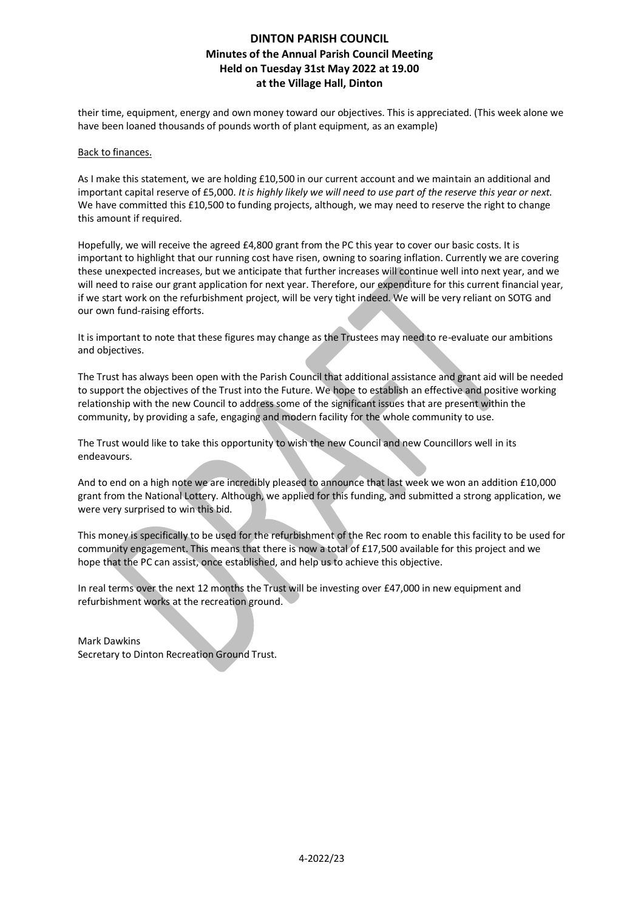their time, equipment, energy and own money toward our objectives. This is appreciated. (This week alone we have been loaned thousands of pounds worth of plant equipment, as an example)

<u>Back to finances.</u>

As I make this statement, we are holding £10,500 in our current account and we maintain an additional and important capital reserve of £5,000. *It is highly likely we will need to use part of the reserve this year or next.* We have committed this £10,500 to funding projects, although, we may need to reserve the right to change this amount if required.

Hopefully, we will receive the agreed £4,800 grant from the PC this year to cover our basic costs. It is important to highlight that our running cost have risen, owning to soaring inflation. Currently we are covering these unexpected increases, but we anticipate that further increases will continue well into next year, and we will need to raise our grant application for next year. Therefore, our expenditure for this current financial year, if we start work on the refurbishment project, will be very tight indeed. We will be very reliant on SOTG and our own fund-raising efforts.

It is important to note that these figures may change as the Trustees may need to re-evaluate our ambitions and objectives.

The Trust has always been open with the Parish Council that additional assistance and grant aid will be needed to support the objectives of the Trust into the Future. We hope to establish an effective and positive working relationship with the new Council to address some of the significant issues that are present within the community, by providing a safe, engaging and modern facility for the whole community to use.

The Trust would like to take this opportunity to wish the new Council and new Councillors well in its endeavours.

And to end on a high note we are incredibly pleased to announce that last week we won an addition £10,000 grant from the National Lottery. Although, we applied for this funding, and submitted a strong application, we were very surprised to win this bid.

This money is specifically to be used for the refurbishment of the Rec room to enable this facility to be used for community engagement. This means that there is now a total of £17,500 available for this project and we hope that the PC can assist, once established, and help us to achieve this objective.

In real terms over the next 12 months the Trust will be investing over £47,000 in new equipment and refurbishment works at the recreation ground.

Mark Dawkins
Secretary to Dinton Recreation Ground Trust.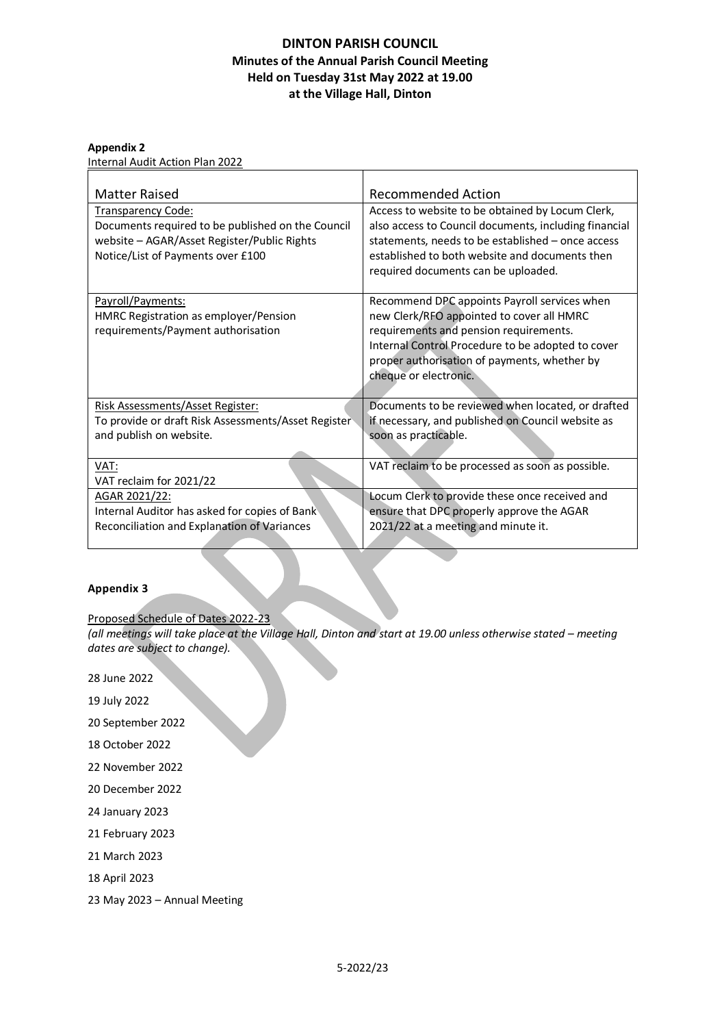# DINTON PARISH COUNCIL
## Minutes of the Annual Parish Council Meeting
## Held on Tuesday 31st May 2022 at 19.00
## at the Village Hall, Dinton

**Appendix 2**

Internal Audit Action Plan 2022

| Matter Raised | Recommended Action |
|---|---|
| Transparency Code: Documents required to be published on the Council website – AGAR/Asset Register/Public Rights Notice/List of Payments over £100 | Access to website to be obtained by Locum Clerk, also access to Council documents, including financial statements, needs to be established – once access established to both website and documents then required documents can be uploaded. |
| Payroll/Payments: HMRC Registration as employer/Pension requirements/Payment authorisation | Recommend DPC appoints Payroll services when new Clerk/RFO appointed to cover all HMRC requirements and pension requirements. Internal Control Procedure to be adopted to cover proper authorisation of payments, whether by cheque or electronic. |
| Risk Assessments/Asset Register: To provide or draft Risk Assessments/Asset Register and publish on website. | Documents to be reviewed when located, or drafted if necessary, and published on Council website as soon as practicable. |
| VAT: VAT reclaim for 2021/22 | VAT reclaim to be processed as soon as possible. |
| AGAR 2021/22: Internal Auditor has asked for copies of Bank Reconciliation and Explanation of Variances | Locum Clerk to provide these once received and ensure that DPC properly approve the AGAR 2021/22 at a meeting and minute it. |

**Appendix 3**

Proposed Schedule of Dates 2022-23

*(all meetings will take place at the Village Hall, Dinton and start at 19.00 unless otherwise stated – meeting dates are subject to change).*

28 June 2022

19 July 2022

20 September 2022

18 October 2022

22 November 2022

20 December 2022

24 January 2023

21 February 2023

21 March 2023

18 April 2023

23 May 2023 – Annual Meeting

5-2022/23